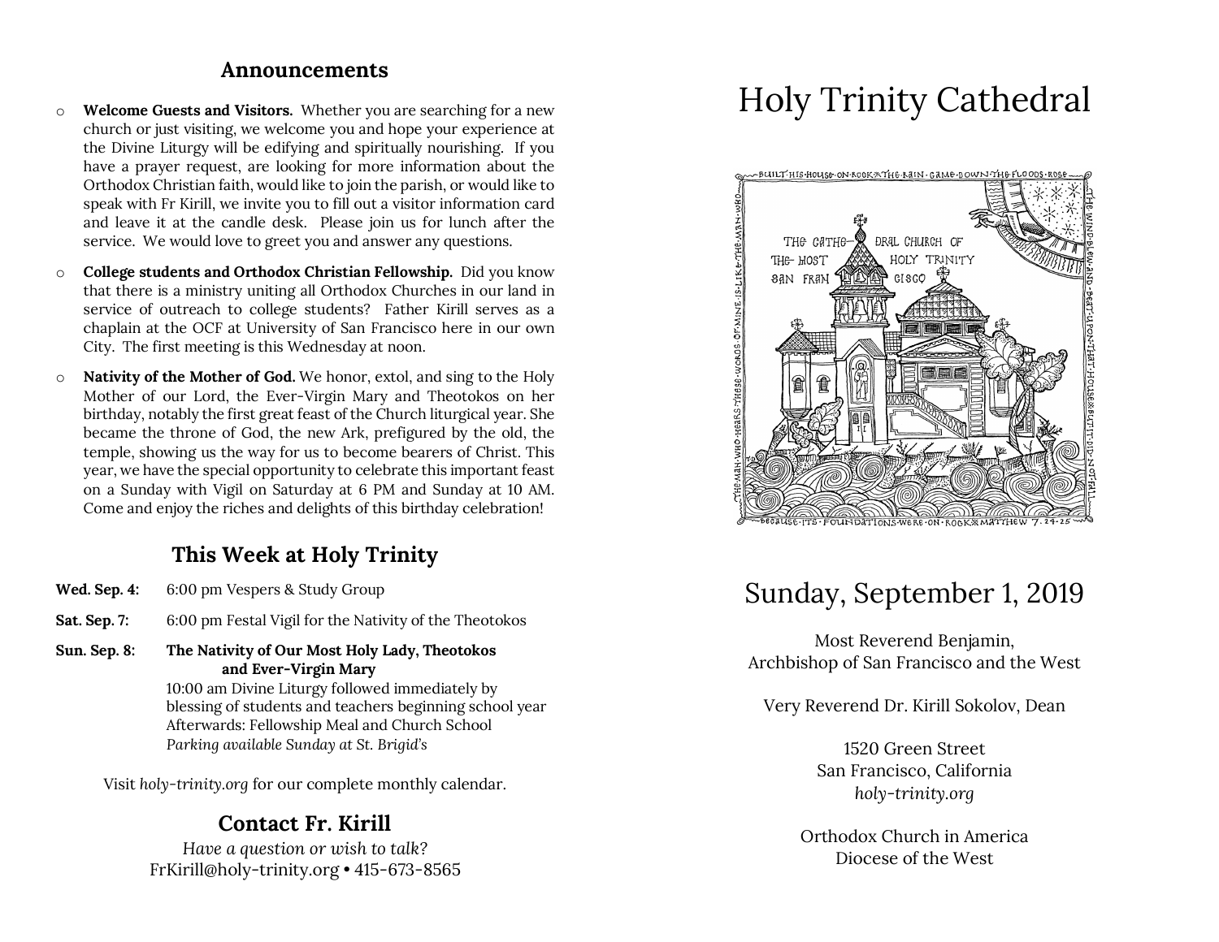## Announcements

- **Welcome Guests and Visitors.** Whether you are searching for a new church or just visiting, we welcome you and hope your experience at the Divine Liturgy will be edifying and spiritually nourishing. If you have a prayer request, are looking for more information about the Orthodox Christian faith, would like to join the parish, or would like to speak with Fr Kirill, we invite you to fill out a visitor information card and leave it at the candle desk. Please join us for lunch after the service. We would love to greet you and answer any questions.
- **College students and Orthodox Christian Fellowship.** Did you know that there is a ministry uniting all Orthodox Churches in our land in service of outreach to college students? Father Kirill serves as a chaplain at the OCF at University of San Francisco here in our own City. The first meeting is this Wednesday at noon.
- **Nativity of the Mother of God.** We honor, extol, and sing to the Holy Mother of our Lord, the Ever-Virgin Mary and Theotokos on her birthday, notably the first great feast of the Church liturgical year. She became the throne of God, the new Ark, prefigured by the old, the temple, showing us the way for us to become bearers of Christ. This year, we have the special opportunity to celebrate this important feast on a Sunday with Vigil on Saturday at 6 PM and Sunday at 10 AM. Come and enjoy the riches and delights of this birthday celebration!

## This Week at Holy Trinity

**Wed. Sep. 4:** 6:00 pm Vespers & Study Group

**Sat. Sep. 7:** 6:00 pm Festal Vigil for the Nativity of the Theotokos

**Sun. Sep. 8:** **The Nativity of Our Most Holy Lady, Theotokos and Ever-Virgin Mary**
10:00 am Divine Liturgy followed immediately by blessing of students and teachers beginning school year
Afterwards: Fellowship Meal and Church School
*Parking available Sunday at St. Brigid's*

Visit *holy-trinity.org* for our complete monthly calendar.

## Contact Fr. Kirill

*Have a question or wish to talk?*
FrKirill@holy-trinity.org • 415-673-8565

# Holy Trinity Cathedral

BUILT HIS HOUSE ON ROCK. THE RAIN CAME DOWN THE FLOODS ROSE THE WIND BLEW AND BEAT UPON THAT HOUSE & BUT IT DID NOT FALL BECAUSE ITS FOUNDATIONS WERE ON ROCK. MATTHEW 7:24-25 THE MAN WHO HEARS THESE WORDS OF MINE IS LIKE THE MAN WHO

THE CATHEDRAL CHURCH OF THE MOST HOLY TRINITY SAN FRANCISCO

## Sunday, September 1, 2019

Most Reverend Benjamin,
Archbishop of San Francisco and the West

Very Reverend Dr. Kirill Sokolov, Dean

1520 Green Street
San Francisco, California
*holy-trinity.org*

Orthodox Church in America
Diocese of the West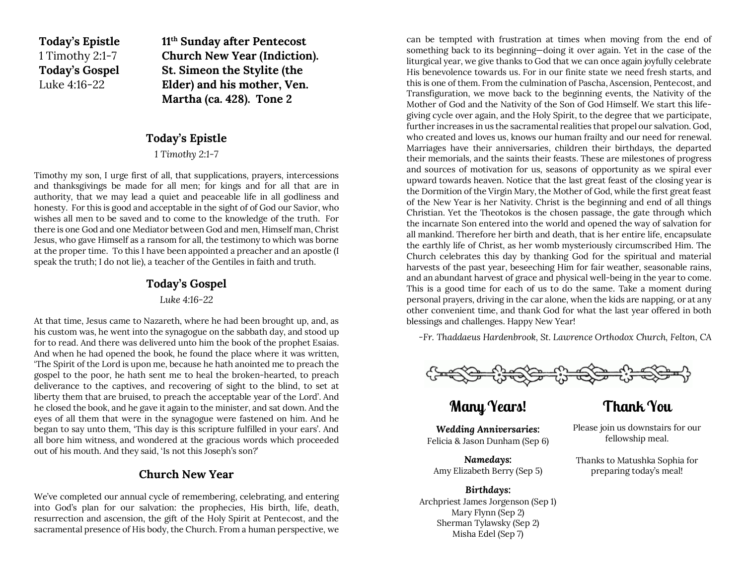**Today's Epistle**
1 Timothy 2:1-7
**Today's Gospel**
Luke 4:16-22

**11th Sunday after Pentecost Church New Year (Indiction). St. Simeon the Stylite (the Elder) and his mother, Ven. Martha (ca. 428). Tone 2**

## Today's Epistle

*1 Timothy 2:1-7*

Timothy my son, I urge first of all, that supplications, prayers, intercessions and thanksgivings be made for all men; for kings and for all that are in authority, that we may lead a quiet and peaceable life in all godliness and honesty. For this is good and acceptable in the sight of of God our Savior, who wishes all men to be saved and to come to the knowledge of the truth. For there is one God and one Mediator between God and men, Himself man, Christ Jesus, who gave Himself as a ransom for all, the testimony to which was borne at the proper time. To this I have been appointed a preacher and an apostle (I speak the truth; I do not lie), a teacher of the Gentiles in faith and truth.

## Today's Gospel

*Luke 4:16-22*

At that time, Jesus came to Nazareth, where he had been brought up, and, as his custom was, he went into the synagogue on the sabbath day, and stood up for to read. And there was delivered unto him the book of the prophet Esaias. And when he had opened the book, he found the place where it was written, 'The Spirit of the Lord is upon me, because he hath anointed me to preach the gospel to the poor, he hath sent me to heal the broken-hearted, to preach deliverance to the captives, and recovering of sight to the blind, to set at liberty them that are bruised, to preach the acceptable year of the Lord'. And he closed the book, and he gave it again to the minister, and sat down. And the eyes of all them that were in the synagogue were fastened on him. And he began to say unto them, 'This day is this scripture fulfilled in your ears'. And all bore him witness, and wondered at the gracious words which proceeded out of his mouth. And they said, 'Is not this Joseph's son?'

## Church New Year

We've completed our annual cycle of remembering, celebrating, and entering into God's plan for our salvation: the prophecies, His birth, life, death, resurrection and ascension, the gift of the Holy Spirit at Pentecost, and the sacramental presence of His body, the Church. From a human perspective, we can be tempted with frustration at times when moving from the end of something back to its beginning—doing it over again. Yet in the case of the liturgical year, we give thanks to God that we can once again joyfully celebrate His benevolence towards us. For in our finite state we need fresh starts, and this is one of them. From the culmination of Pascha, Ascension, Pentecost, and Transfiguration, we move back to the beginning events, the Nativity of the Mother of God and the Nativity of the Son of God Himself. We start this life-giving cycle over again, and the Holy Spirit, to the degree that we participate, further increases in us the sacramental realities that propel our salvation. God, who created and loves us, knows our human frailty and our need for renewal. Marriages have their anniversaries, children their birthdays, the departed their memorials, and the saints their feasts. These are milestones of progress and sources of motivation for us, seasons of opportunity as we spiral ever upward towards heaven. Notice that the last great feast of the closing year is the Dormition of the Virgin Mary, the Mother of God, while the first great feast of the New Year is her Nativity. Christ is the beginning and end of all things Christian. Yet the Theotokos is the chosen passage, the gate through which the incarnate Son entered into the world and opened the way of salvation for all mankind. Therefore her birth and death, that is her entire life, encapsulate the earthly life of Christ, as her womb mysteriously circumscribed Him. The Church celebrates this day by thanking God for the spiritual and material harvests of the past year, beseeching Him for fair weather, seasonable rains, and an abundant harvest of grace and physical well-being in the year to come. This is a good time for each of us to do the same. Take a moment during personal prayers, driving in the car alone, when the kids are napping, or at any other convenient time, and thank God for what the last year offered in both blessings and challenges. Happy New Year!

*-Fr. Thaddaeus Hardenbrook, St. Lawrence Orthodox Church, Felton, CA*

## Many Years!

***Wedding Anniversaries:***
Felicia & Jason Dunham (Sep 6)

***Namedays:***
Amy Elizabeth Berry (Sep 5)

***Birthdays:***
Archpriest James Jorgenson (Sep 1)
Mary Flynn (Sep 2)
Sherman Tylawsky (Sep 2)
Misha Edel (Sep 7)

## Thank You

Please join us downstairs for our fellowship meal.

Thanks to Matushka Sophia for preparing today's meal!